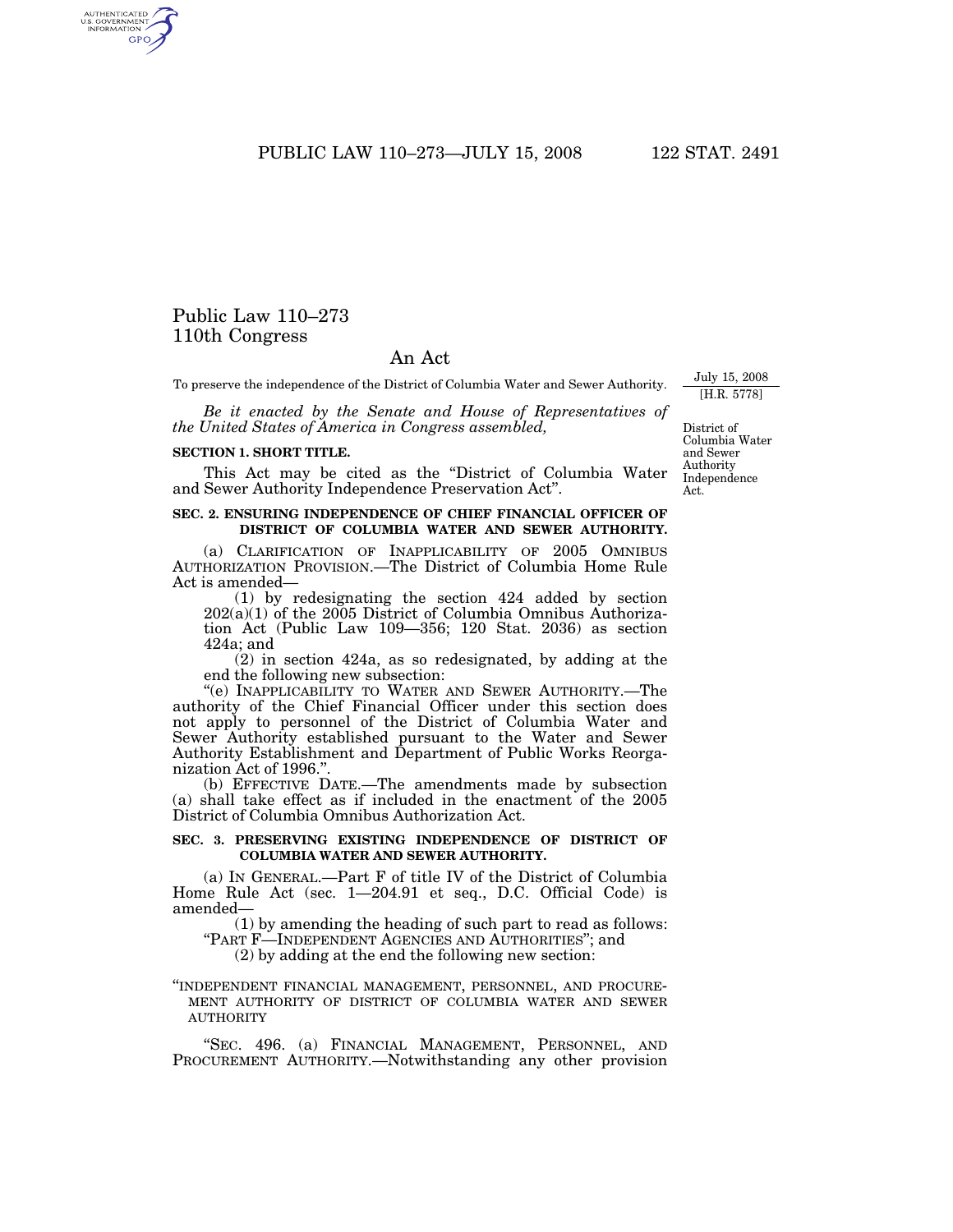# Public Law 110–273
# 110th Congress

## An Act

To preserve the independence of the District of Columbia Water and Sewer Authority.

July 15, 2008
[H.R. 5778]

*Be it enacted by the Senate and House of Representatives of the United States of America in Congress assembled,*

District of Columbia Water and Sewer Authority Independence Act.

**SECTION 1. SHORT TITLE.**

This Act may be cited as the "District of Columbia Water and Sewer Authority Independence Preservation Act".

**SEC. 2. ENSURING INDEPENDENCE OF CHIEF FINANCIAL OFFICER OF DISTRICT OF COLUMBIA WATER AND SEWER AUTHORITY.**

(a) CLARIFICATION OF INAPPLICABILITY OF 2005 OMNIBUS AUTHORIZATION PROVISION.—The District of Columbia Home Rule Act is amended—

(1) by redesignating the section 424 added by section 202(a)(1) of the 2005 District of Columbia Omnibus Authorization Act (Public Law 109—356; 120 Stat. 2036) as section 424a; and

(2) in section 424a, as so redesignated, by adding at the end the following new subsection:

"(e) INAPPLICABILITY TO WATER AND SEWER AUTHORITY.—The authority of the Chief Financial Officer under this section does not apply to personnel of the District of Columbia Water and Sewer Authority established pursuant to the Water and Sewer Authority Establishment and Department of Public Works Reorganization Act of 1996.".

(b) EFFECTIVE DATE.—The amendments made by subsection (a) shall take effect as if included in the enactment of the 2005 District of Columbia Omnibus Authorization Act.

**SEC. 3. PRESERVING EXISTING INDEPENDENCE OF DISTRICT OF COLUMBIA WATER AND SEWER AUTHORITY.**

(a) IN GENERAL.—Part F of title IV of the District of Columbia Home Rule Act (sec. 1—204.91 et seq., D.C. Official Code) is amended—

(1) by amending the heading of such part to read as follows:

"PART F—INDEPENDENT AGENCIES AND AUTHORITIES"; and

(2) by adding at the end the following new section:

"INDEPENDENT FINANCIAL MANAGEMENT, PERSONNEL, AND PROCUREMENT AUTHORITY OF DISTRICT OF COLUMBIA WATER AND SEWER AUTHORITY

"SEC. 496. (a) FINANCIAL MANAGEMENT, PERSONNEL, AND PROCUREMENT AUTHORITY.—Notwithstanding any other provision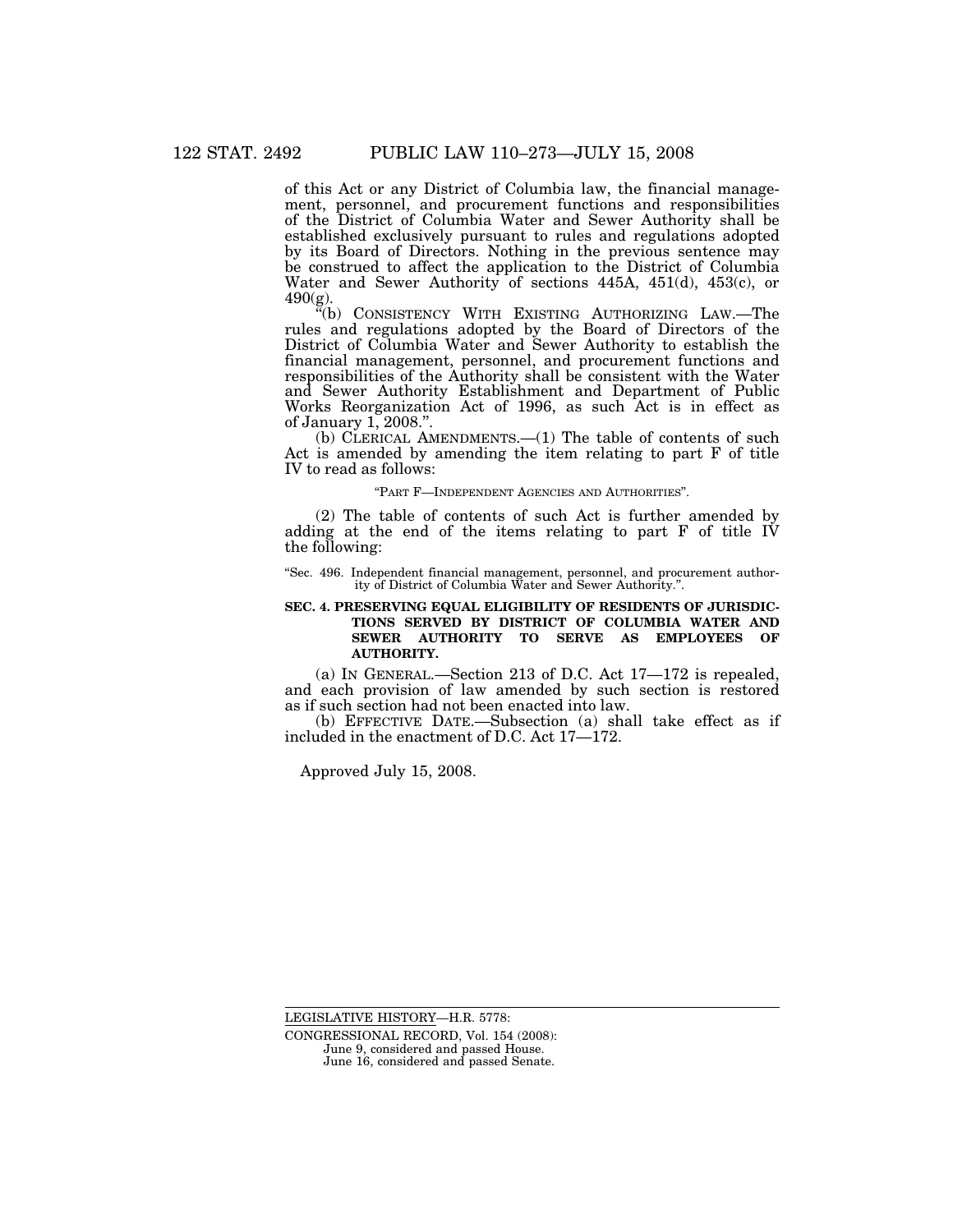of this Act or any District of Columbia law, the financial management, personnel, and procurement functions and responsibilities of the District of Columbia Water and Sewer Authority shall be established exclusively pursuant to rules and regulations adopted by its Board of Directors. Nothing in the previous sentence may be construed to affect the application to the District of Columbia Water and Sewer Authority of sections 445A, 451(d), 453(c), or 490(g).

"(b) CONSISTENCY WITH EXISTING AUTHORIZING LAW.—The rules and regulations adopted by the Board of Directors of the District of Columbia Water and Sewer Authority to establish the financial management, personnel, and procurement functions and responsibilities of the Authority shall be consistent with the Water and Sewer Authority Establishment and Department of Public Works Reorganization Act of 1996, as such Act is in effect as of January 1, 2008.".

(b) CLERICAL AMENDMENTS.—(1) The table of contents of such Act is amended by amending the item relating to part F of title IV to read as follows:

"PART F—INDEPENDENT AGENCIES AND AUTHORITIES".

(2) The table of contents of such Act is further amended by adding at the end of the items relating to part F of title IV the following:

"Sec. 496. Independent financial management, personnel, and procurement authority of District of Columbia Water and Sewer Authority.".

**SEC. 4. PRESERVING EQUAL ELIGIBILITY OF RESIDENTS OF JURISDICTIONS SERVED BY DISTRICT OF COLUMBIA WATER AND SEWER AUTHORITY TO SERVE AS EMPLOYEES OF AUTHORITY.**

(a) IN GENERAL.—Section 213 of D.C. Act 17—172 is repealed, and each provision of law amended by such section is restored as if such section had not been enacted into law.

(b) EFFECTIVE DATE.—Subsection (a) shall take effect as if included in the enactment of D.C. Act 17—172.

Approved July 15, 2008.

---

LEGISLATIVE HISTORY—H.R. 5778:

CONGRESSIONAL RECORD, Vol. 154 (2008):
June 9, considered and passed House.
June 16, considered and passed Senate.